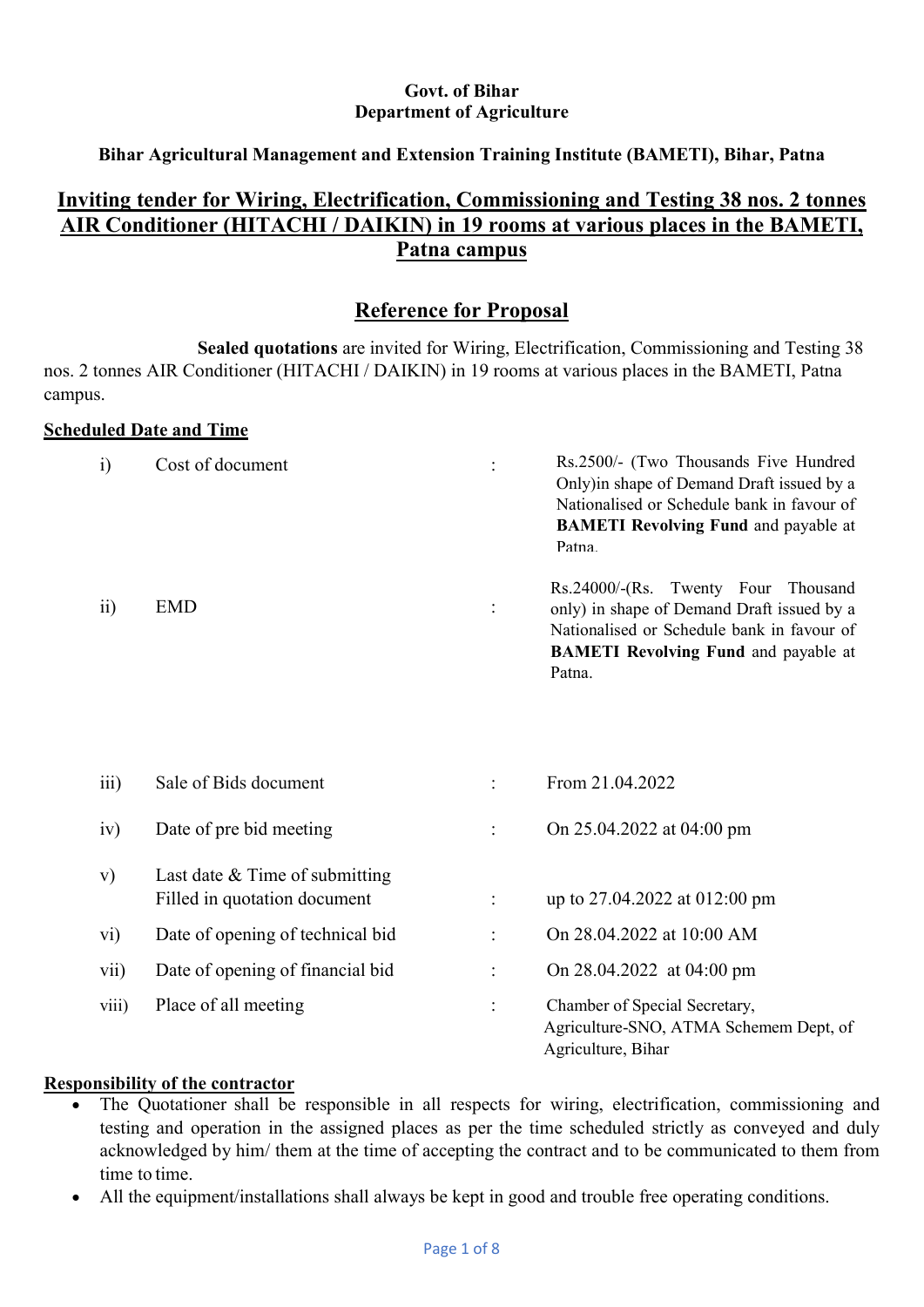**Govt. of Bihar**
**Department of Agriculture**

**Bihar Agricultural Management and Extension Training Institute (BAMETI), Bihar, Patna**

# Inviting tender for Wiring, Electrification, Commissioning and Testing 38 nos. 2 tonnes AIR Conditioner (HITACHI / DAIKIN) in 19 rooms at various places in the BAMETI, Patna campus

## Reference for Proposal

**Sealed quotations** are invited for Wiring, Electrification, Commissioning and Testing 38 nos. 2 tonnes AIR Conditioner (HITACHI / DAIKIN) in 19 rooms at various places in the BAMETI, Patna campus.

**Scheduled Date and Time**

| | | | |
|---|---|---|---|
| i) | Cost of document | : | Rs.2500/- (Two Thousands Five Hundred Only)in shape of Demand Draft issued by a Nationalised or Schedule bank in favour of **BAMETI Revolving Fund** and payable at Patna. |
| ii) | EMD | : | Rs.24000/-(Rs. Twenty Four Thousand only) in shape of Demand Draft issued by a Nationalised or Schedule bank in favour of **BAMETI Revolving Fund** and payable at Patna. |
| iii) | Sale of Bids document | : | From 21.04.2022 |
| iv) | Date of pre bid meeting | : | On 25.04.2022 at 04:00 pm |
| v) | Last date & Time of submitting Filled in quotation document | : | up to 27.04.2022 at 012:00 pm |
| vi) | Date of opening of technical bid | : | On 28.04.2022 at 10:00 AM |
| vii) | Date of opening of financial bid | : | On 28.04.2022 at 04:00 pm |
| viii) | Place of all meeting | : | Chamber of Special Secretary, Agriculture-SNO, ATMA Schemem Dept, of Agriculture, Bihar |

**Responsibility of the contractor**

- The Quotationer shall be responsible in all respects for wiring, electrification, commissioning and testing and operation in the assigned places as per the time scheduled strictly as conveyed and duly acknowledged by him/ them at the time of accepting the contract and to be communicated to them from time to time.
- All the equipment/installations shall always be kept in good and trouble free operating conditions.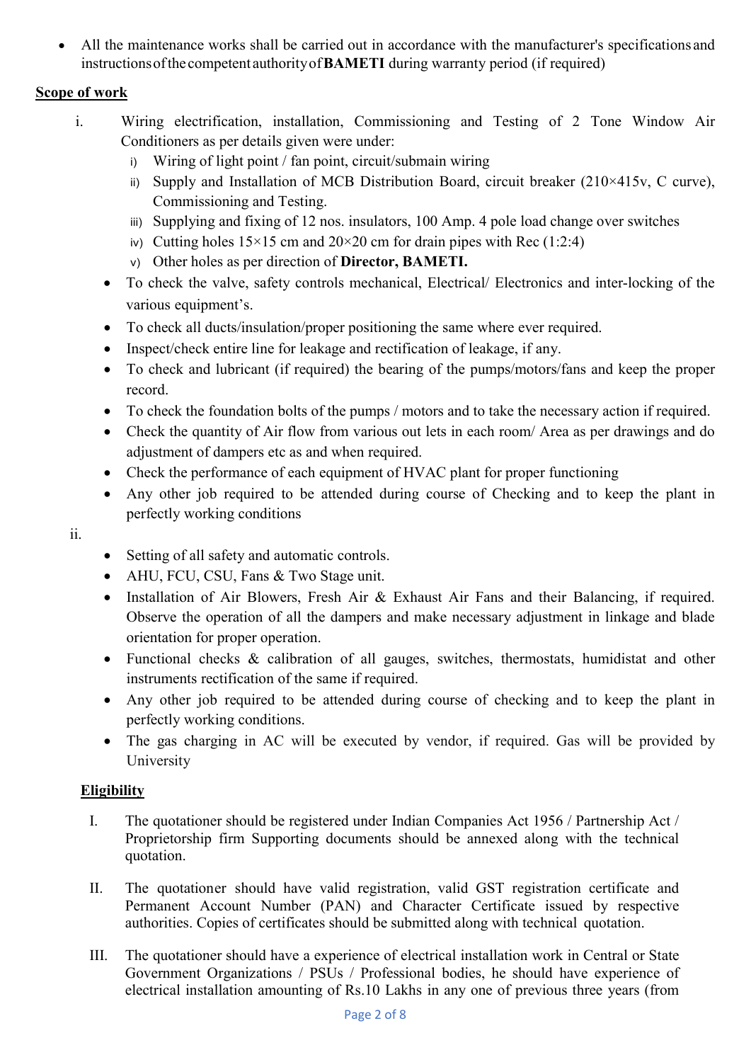- All the maintenance works shall be carried out in accordance with the manufacturer's specifications and instructions of the competent authority of **BAMETI** during warranty period (if required)

## Scope of work

i. Wiring electrification, installation, Commissioning and Testing of 2 Tone Window Air Conditioners as per details given were under:

   i) Wiring of light point / fan point, circuit/submain wiring
   ii) Supply and Installation of MCB Distribution Board, circuit breaker (210×415v, C curve), Commissioning and Testing.
   iii) Supplying and fixing of 12 nos. insulators, 100 Amp. 4 pole load change over switches
   iv) Cutting holes 15×15 cm and 20×20 cm for drain pipes with Rec (1:2:4)
   v) Other holes as per direction of **Director, BAMETI.**

   - To check the valve, safety controls mechanical, Electrical/ Electronics and inter-locking of the various equipment's.
   - To check all ducts/insulation/proper positioning the same where ever required.
   - Inspect/check entire line for leakage and rectification of leakage, if any.
   - To check and lubricant (if required) the bearing of the pumps/motors/fans and keep the proper record.
   - To check the foundation bolts of the pumps / motors and to take the necessary action if required.
   - Check the quantity of Air flow from various out lets in each room/ Area as per drawings and do adjustment of dampers etc as and when required.
   - Check the performance of each equipment of HVAC plant for proper functioning
   - Any other job required to be attended during course of Checking and to keep the plant in perfectly working conditions

ii.

   - Setting of all safety and automatic controls.
   - AHU, FCU, CSU, Fans & Two Stage unit.
   - Installation of Air Blowers, Fresh Air & Exhaust Air Fans and their Balancing, if required. Observe the operation of all the dampers and make necessary adjustment in linkage and blade orientation for proper operation.
   - Functional checks & calibration of all gauges, switches, thermostats, humidistat and other instruments rectification of the same if required.
   - Any other job required to be attended during course of checking and to keep the plant in perfectly working conditions.
   - The gas charging in AC will be executed by vendor, if required. Gas will be provided by University

## Eligibility

I. The quotationer should be registered under Indian Companies Act 1956 / Partnership Act / Proprietorship firm Supporting documents should be annexed along with the technical quotation.

II. The quotationer should have valid registration, valid GST registration certificate and Permanent Account Number (PAN) and Character Certificate issued by respective authorities. Copies of certificates should be submitted along with technical quotation.

III. The quotationer should have a experience of electrical installation work in Central or State Government Organizations / PSUs / Professional bodies, he should have experience of electrical installation amounting of Rs.10 Lakhs in any one of previous three years (from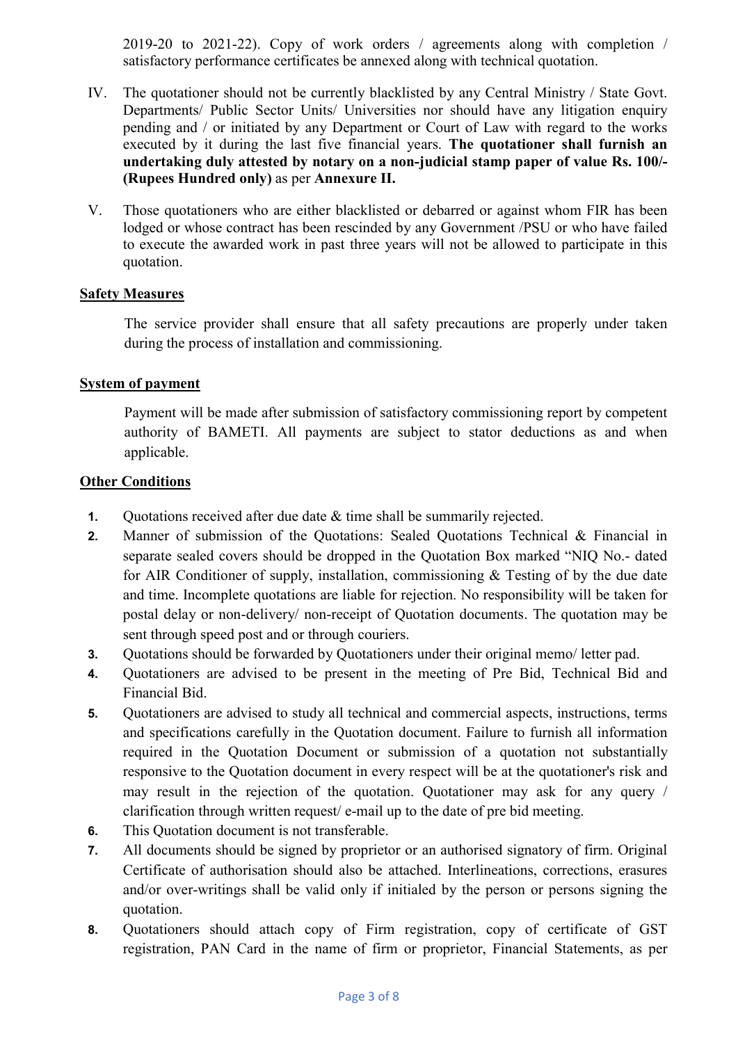2019-20 to 2021-22). Copy of work orders / agreements along with completion / satisfactory performance certificates be annexed along with technical quotation.

IV. The quotationer should not be currently blacklisted by any Central Ministry / State Govt. Departments/ Public Sector Units/ Universities nor should have any litigation enquiry pending and / or initiated by any Department or Court of Law with regard to the works executed by it during the last five financial years. **The quotationer shall furnish an undertaking duly attested by notary on a non-judicial stamp paper of value Rs. 100/- (Rupees Hundred only)** as per **Annexure II.**

V. Those quotationers who are either blacklisted or debarred or against whom FIR has been lodged or whose contract has been rescinded by any Government /PSU or who have failed to execute the awarded work in past three years will not be allowed to participate in this quotation.

**Safety Measures**

The service provider shall ensure that all safety precautions are properly under taken during the process of installation and commissioning.

**System of payment**

Payment will be made after submission of satisfactory commissioning report by competent authority of BAMETI. All payments are subject to stator deductions as and when applicable.

**Other Conditions**

1. Quotations received after due date & time shall be summarily rejected.
2. Manner of submission of the Quotations: Sealed Quotations Technical & Financial in separate sealed covers should be dropped in the Quotation Box marked "NIQ No.- dated for AIR Conditioner of supply, installation, commissioning & Testing of by the due date and time. Incomplete quotations are liable for rejection. No responsibility will be taken for postal delay or non-delivery/ non-receipt of Quotation documents. The quotation may be sent through speed post and or through couriers.
3. Quotations should be forwarded by Quotationers under their original memo/ letter pad.
4. Quotationers are advised to be present in the meeting of Pre Bid, Technical Bid and Financial Bid.
5. Quotationers are advised to study all technical and commercial aspects, instructions, terms and specifications carefully in the Quotation document. Failure to furnish all information required in the Quotation Document or submission of a quotation not substantially responsive to the Quotation document in every respect will be at the quotationer's risk and may result in the rejection of the quotation. Quotationer may ask for any query / clarification through written request/ e-mail up to the date of pre bid meeting.
6. This Quotation document is not transferable.
7. All documents should be signed by proprietor or an authorised signatory of firm. Original Certificate of authorisation should also be attached. Interlineations, corrections, erasures and/or over-writings shall be valid only if initialed by the person or persons signing the quotation.
8. Quotationers should attach copy of Firm registration, copy of certificate of GST registration, PAN Card in the name of firm or proprietor, Financial Statements, as per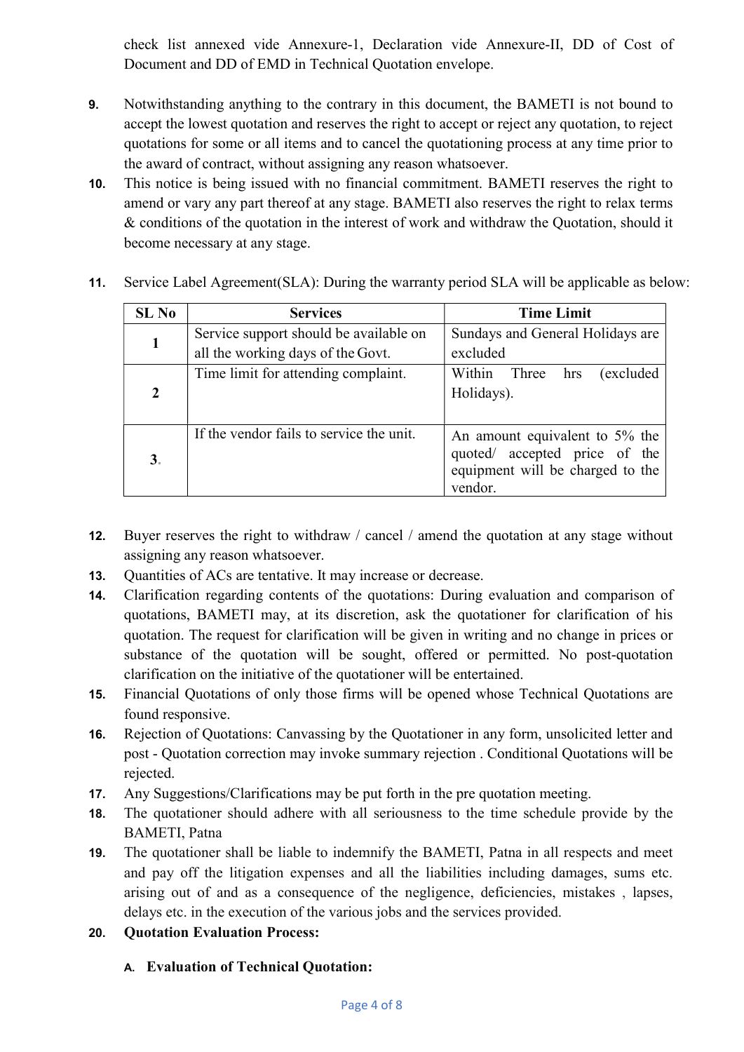check list annexed vide Annexure-1, Declaration vide Annexure-II, DD of Cost of Document and DD of EMD in Technical Quotation envelope.

9. Notwithstanding anything to the contrary in this document, the BAMETI is not bound to accept the lowest quotation and reserves the right to accept or reject any quotation, to reject quotations for some or all items and to cancel the quotationing process at any time prior to the award of contract, without assigning any reason whatsoever.
10. This notice is being issued with no financial commitment. BAMETI reserves the right to amend or vary any part thereof at any stage. BAMETI also reserves the right to relax terms & conditions of the quotation in the interest of work and withdraw the Quotation, should it become necessary at any stage.
11. Service Label Agreement(SLA): During the warranty period SLA will be applicable as below:

| SL No | Services | Time Limit |
|---|---|---|
| 1 | Service support should be available on all the working days of the Govt. | Sundays and General Holidays are excluded |
| 2 | Time limit for attending complaint. | Within Three hrs (excluded Holidays). |
| 3. | If the vendor fails to service the unit. | An amount equivalent to 5% the quoted/ accepted price of the equipment will be charged to the vendor. |

12. Buyer reserves the right to withdraw / cancel / amend the quotation at any stage without assigning any reason whatsoever.
13. Quantities of ACs are tentative. It may increase or decrease.
14. Clarification regarding contents of the quotations: During evaluation and comparison of quotations, BAMETI may, at its discretion, ask the quotationer for clarification of his quotation. The request for clarification will be given in writing and no change in prices or substance of the quotation will be sought, offered or permitted. No post-quotation clarification on the initiative of the quotationer will be entertained.
15. Financial Quotations of only those firms will be opened whose Technical Quotations are found responsive.
16. Rejection of Quotations: Canvassing by the Quotationer in any form, unsolicited letter and post - Quotation correction may invoke summary rejection . Conditional Quotations will be rejected.
17. Any Suggestions/Clarifications may be put forth in the pre quotation meeting.
18. The quotationer should adhere with all seriousness to the time schedule provide by the BAMETI, Patna
19. The quotationer shall be liable to indemnify the BAMETI, Patna in all respects and meet and pay off the litigation expenses and all the liabilities including damages, sums etc. arising out of and as a consequence of the negligence, deficiencies, mistakes , lapses, delays etc. in the execution of the various jobs and the services provided.
20. **Quotation Evaluation Process:**

    A. **Evaluation of Technical Quotation:**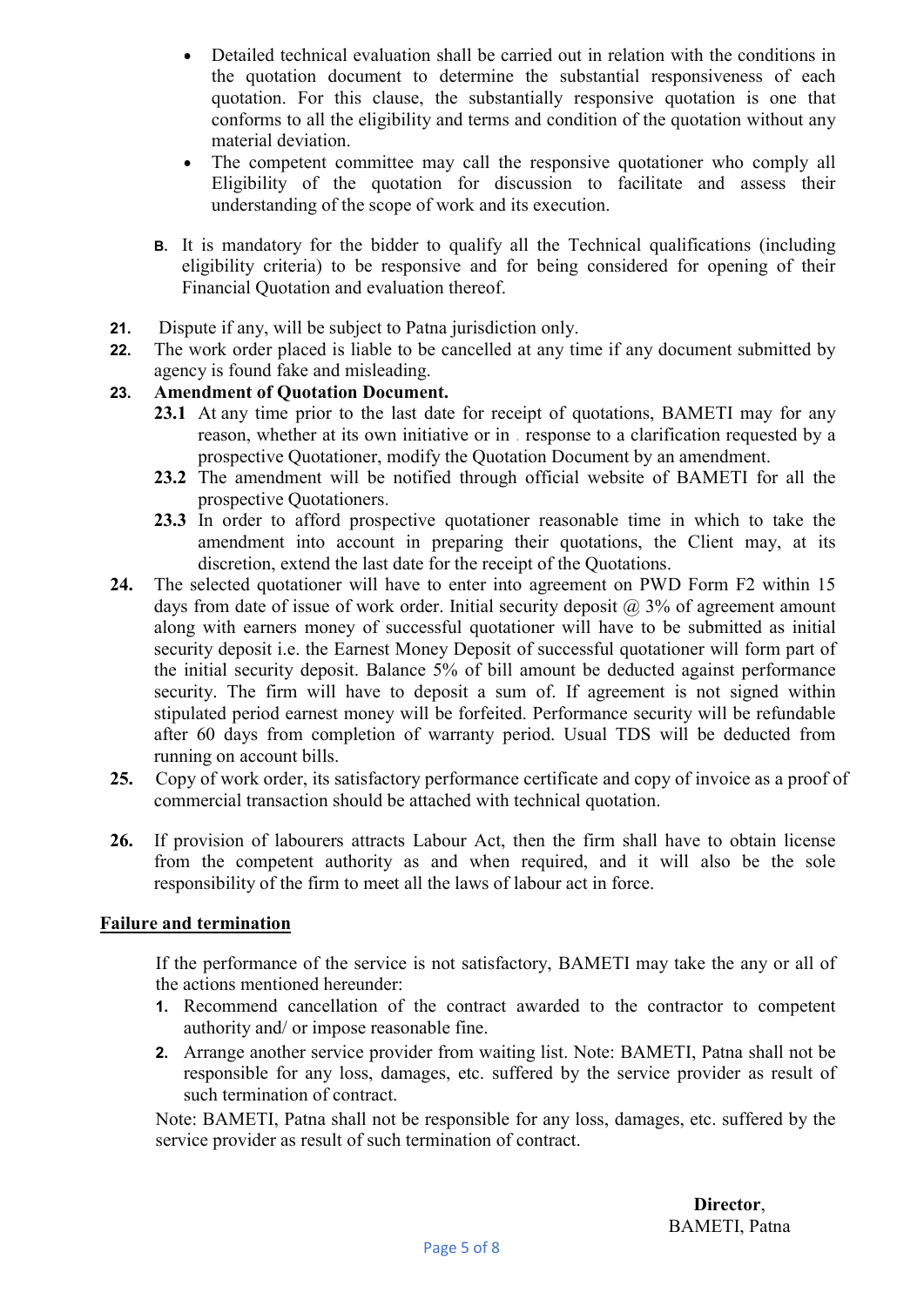- Detailed technical evaluation shall be carried out in relation with the conditions in the quotation document to determine the substantial responsiveness of each quotation. For this clause, the substantially responsive quotation is one that conforms to all the eligibility and terms and condition of the quotation without any material deviation.
- The competent committee may call the responsive quotationer who comply all Eligibility of the quotation for discussion to facilitate and assess their understanding of the scope of work and its execution.

**B.** It is mandatory for the bidder to qualify all the Technical qualifications (including eligibility criteria) to be responsive and for being considered for opening of their Financial Quotation and evaluation thereof.

**21.** Dispute if any, will be subject to Patna jurisdiction only.

**22.** The work order placed is liable to be cancelled at any time if any document submitted by agency is found fake and misleading.

**23. Amendment of Quotation Document.**

**23.1** At any time prior to the last date for receipt of quotations, BAMETI may for any reason, whether at its own initiative or in response to a clarification requested by a prospective Quotationer, modify the Quotation Document by an amendment.

**23.2** The amendment will be notified through official website of BAMETI for all the prospective Quotationers.

**23.3** In order to afford prospective quotationer reasonable time in which to take the amendment into account in preparing their quotations, the Client may, at its discretion, extend the last date for the receipt of the Quotations.

**24.** The selected quotationer will have to enter into agreement on PWD Form F2 within 15 days from date of issue of work order. Initial security deposit @ 3% of agreement amount along with earners money of successful quotationer will have to be submitted as initial security deposit i.e. the Earnest Money Deposit of successful quotationer will form part of the initial security deposit. Balance 5% of bill amount be deducted against performance security. The firm will have to deposit a sum of. If agreement is not signed within stipulated period earnest money will be forfeited. Performance security will be refundable after 60 days from completion of warranty period. Usual TDS will be deducted from running on account bills.

**25.** Copy of work order, its satisfactory performance certificate and copy of invoice as a proof of commercial transaction should be attached with technical quotation.

**26.** If provision of labourers attracts Labour Act, then the firm shall have to obtain license from the competent authority as and when required, and it will also be the sole responsibility of the firm to meet all the laws of labour act in force.

**Failure and termination**

If the performance of the service is not satisfactory, BAMETI may take the any or all of the actions mentioned hereunder:

1. Recommend cancellation of the contract awarded to the contractor to competent authority and/ or impose reasonable fine.
2. Arrange another service provider from waiting list. Note: BAMETI, Patna shall not be responsible for any loss, damages, etc. suffered by the service provider as result of such termination of contract.

Note: BAMETI, Patna shall not be responsible for any loss, damages, etc. suffered by the service provider as result of such termination of contract.

**Director**,
BAMETI, Patna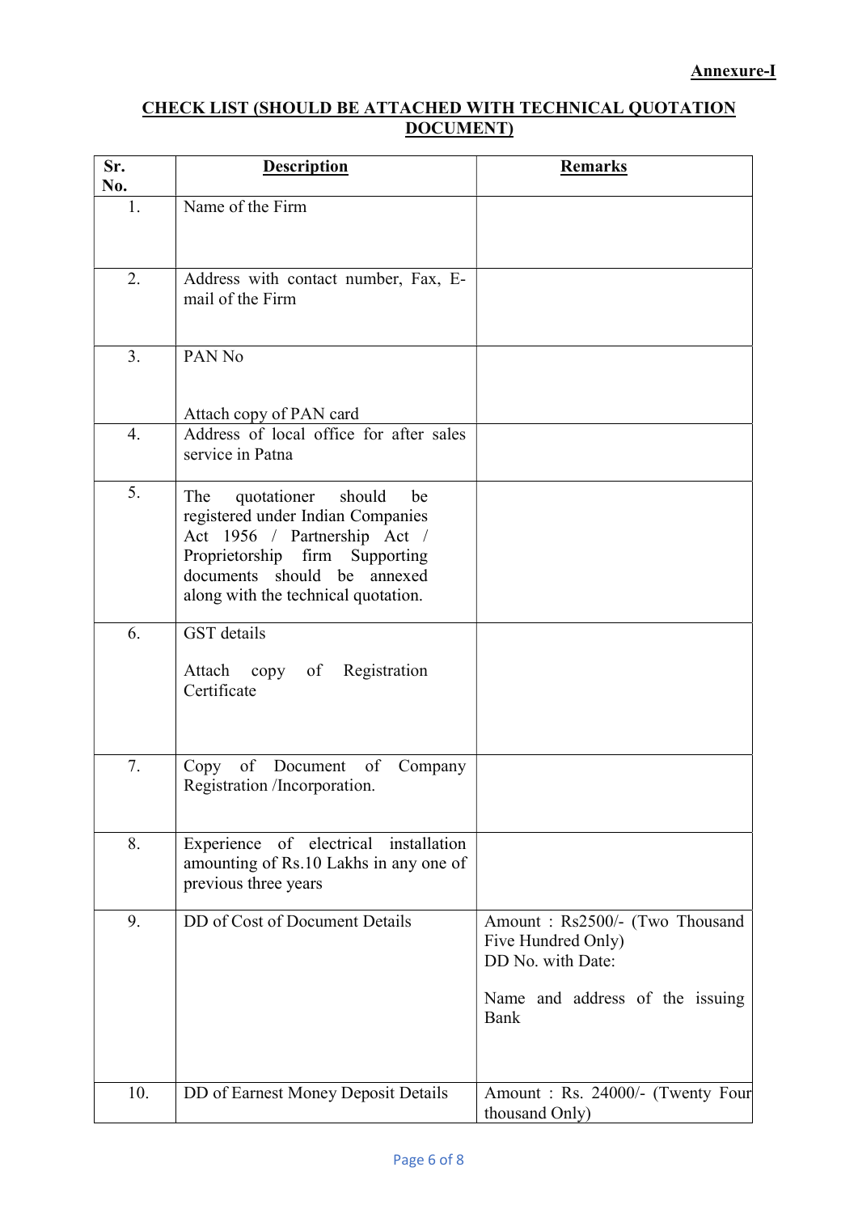**Annexure-I**

## CHECK LIST (SHOULD BE ATTACHED WITH TECHNICAL QUOTATION DOCUMENT)

| Sr. No. | Description | Remarks |
|---|---|---|
| 1. | Name of the Firm | |
| 2. | Address with contact number, Fax, E-mail of the Firm | |
| 3. | PAN No<br><br>Attach copy of PAN card | |
| 4. | Address of local office for after sales service in Patna | |
| 5. | The quotationer should be registered under Indian Companies Act 1956 / Partnership Act / Proprietorship firm Supporting documents should be annexed along with the technical quotation. | |
| 6. | GST details<br><br>Attach copy of Registration Certificate | |
| 7. | Copy of Document of Company Registration /Incorporation. | |
| 8. | Experience of electrical installation amounting of Rs.10 Lakhs in any one of previous three years | |
| 9. | DD of Cost of Document Details | Amount : Rs2500/- (Two Thousand Five Hundred Only)<br>DD No. with Date:<br><br>Name and address of the issuing Bank |
| 10. | DD of Earnest Money Deposit Details | Amount : Rs. 24000/- (Twenty Four thousand Only) |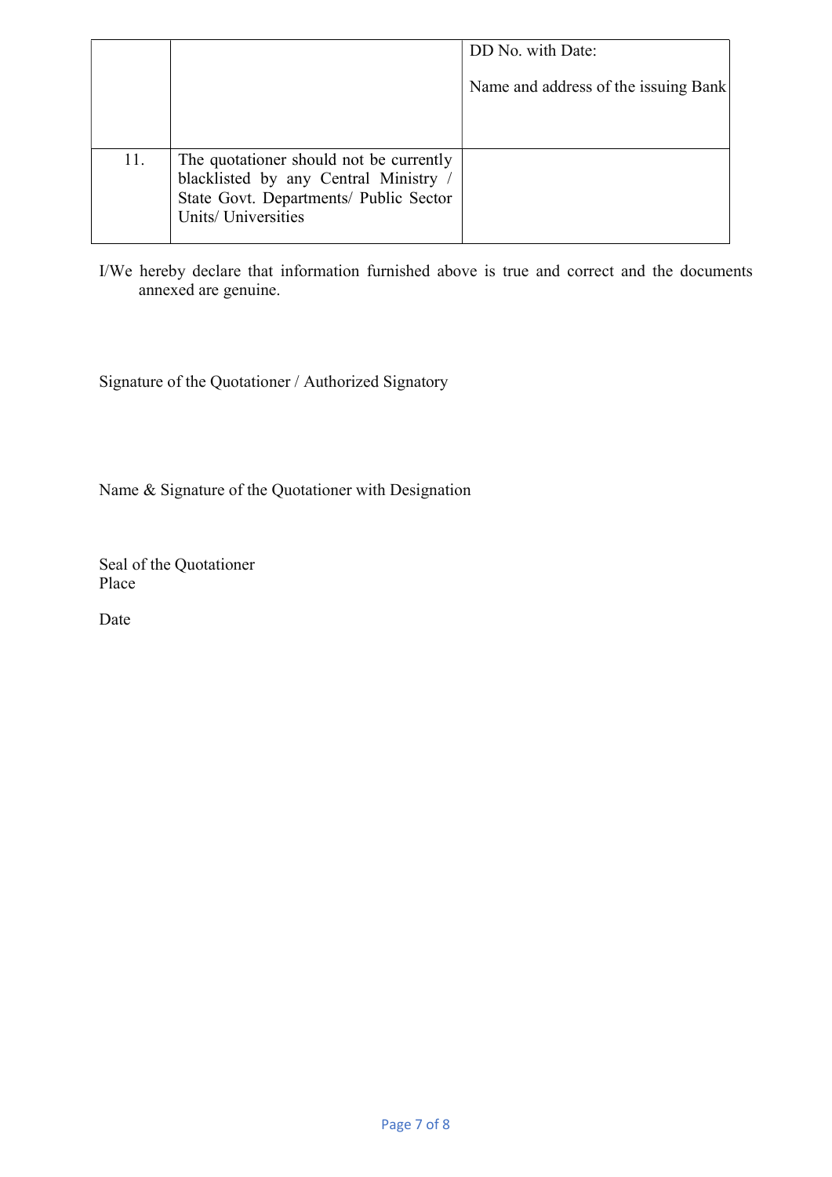| | | |
|---|---|---|
| | | DD No. with Date:<br><br>Name and address of the issuing Bank |
| 11. | The quotationer should not be currently blacklisted by any Central Ministry / State Govt. Departments/ Public Sector Units/ Universities | |

I/We hereby declare that information furnished above is true and correct and the documents annexed are genuine.

Signature of the Quotationer / Authorized Signatory

Name & Signature of the Quotationer with Designation

Seal of the Quotationer
Place

Date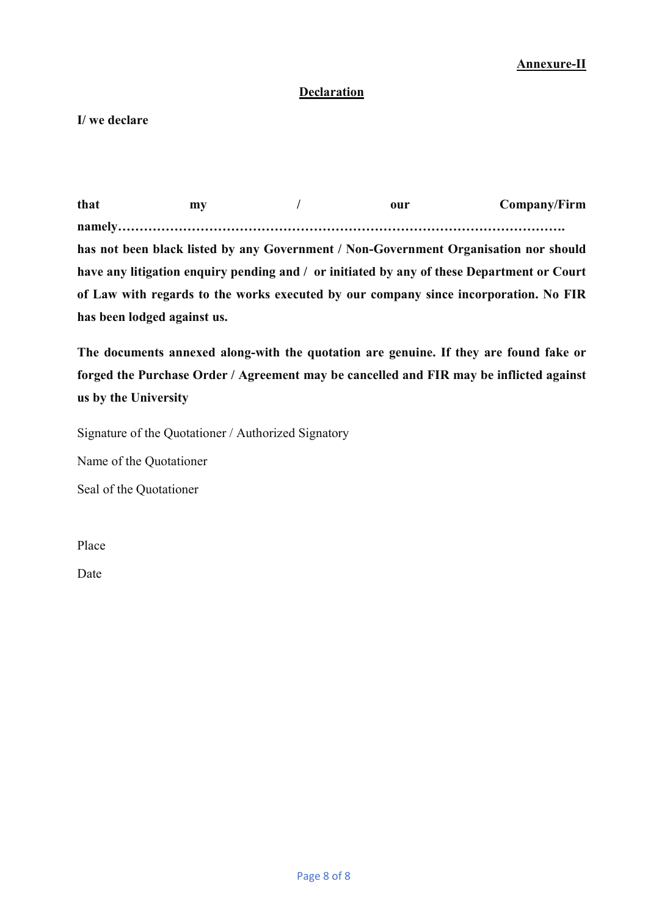**Annexure-II**

## Declaration

**I/ we declare**

**that my / our Company/Firm namely…………………………………………………………………………………………. has not been black listed by any Government / Non-Government Organisation nor should have any litigation enquiry pending and / or initiated by any of these Department or Court of Law with regards to the works executed by our company since incorporation. No FIR has been lodged against us.**

**The documents annexed along-with the quotation are genuine. If they are found fake or forged the Purchase Order / Agreement may be cancelled and FIR may be inflicted against us by the University**

Signature of the Quotationer / Authorized Signatory

Name of the Quotationer

Seal of the Quotationer

Place

Date